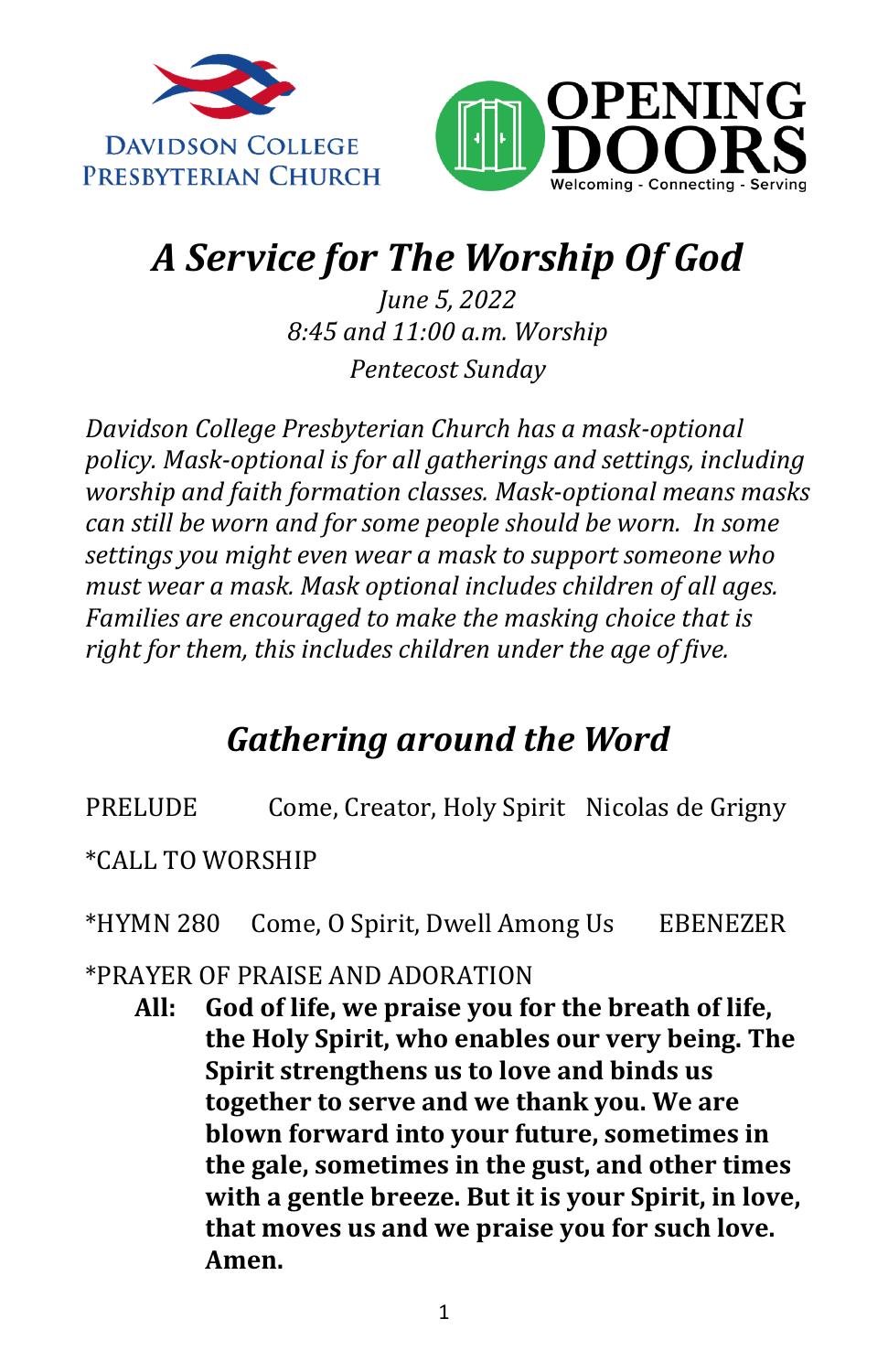DAVIDSON COLLEGE PRESBYTERIAN CHURCH

OPENING DOORS
Welcoming - Connecting - Serving

# *A Service for The Worship Of God*

*June 5, 2022*
*8:45 and 11:00 a.m. Worship*
*Pentecost Sunday*

*Davidson College Presbyterian Church has a mask-optional policy. Mask-optional is for all gatherings and settings, including worship and faith formation classes. Mask-optional means masks can still be worn and for some people should be worn. In some settings you might even wear a mask to support someone who must wear a mask. Mask optional includes children of all ages. Families are encouraged to make the masking choice that is right for them, this includes children under the age of five.*

## *Gathering around the Word*

PRELUDE Come, Creator, Holy Spirit Nicolas de Grigny

*CALL TO WORSHIP

*HYMN 280 Come, O Spirit, Dwell Among Us EBENEZER

*PRAYER OF PRAISE AND ADORATION

**All: God of life, we praise you for the breath of life, the Holy Spirit, who enables our very being. The Spirit strengthens us to love and binds us together to serve and we thank you. We are blown forward into your future, sometimes in the gale, sometimes in the gust, and other times with a gentle breeze. But it is your Spirit, in love, that moves us and we praise you for such love. Amen.**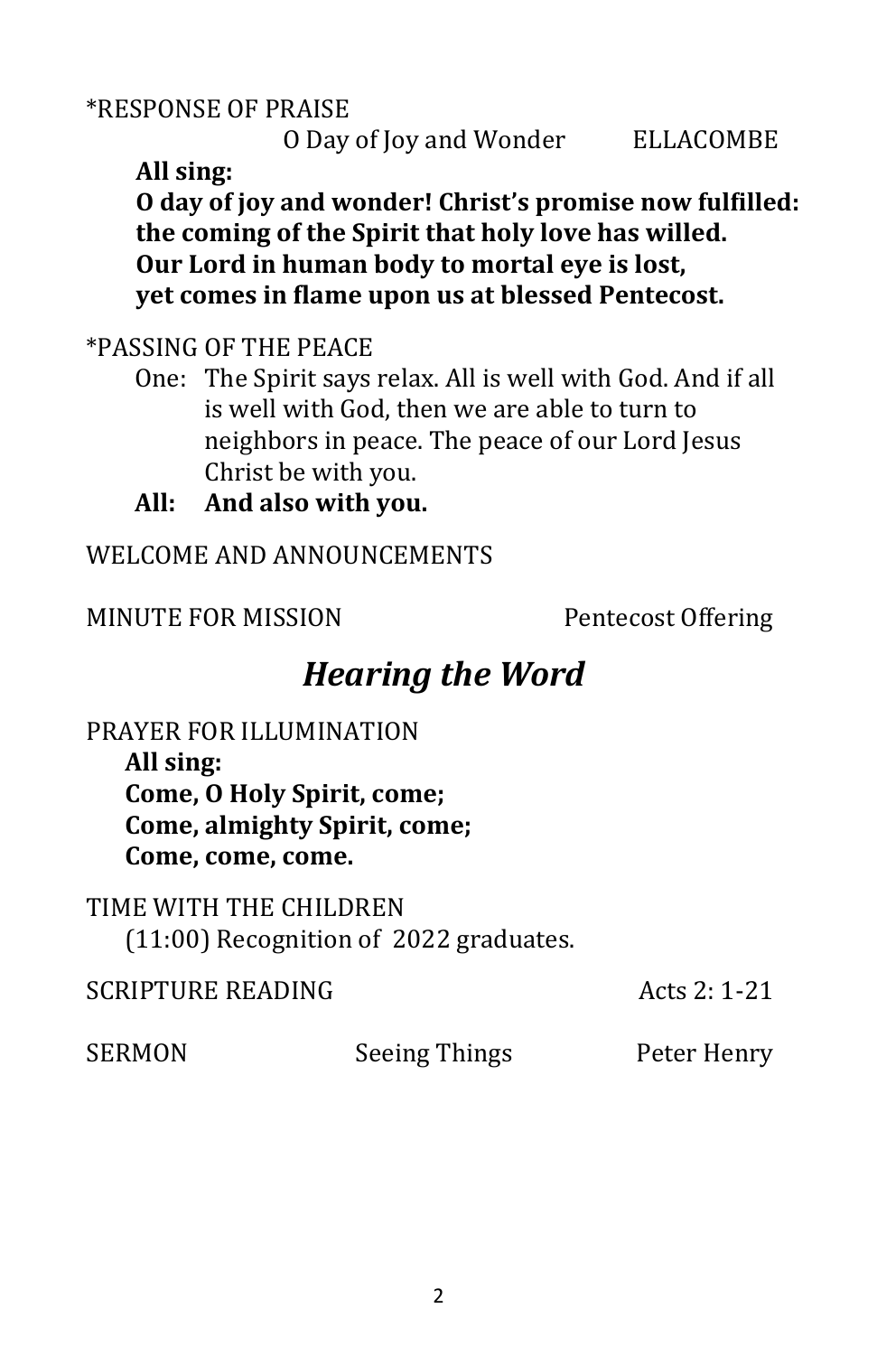*RESPONSE OF PRAISE

O Day of Joy and Wonder ELLACOMBE

**All sing:**
**O day of joy and wonder! Christ's promise now fulfilled:**
**the coming of the Spirit that holy love has willed.**
**Our Lord in human body to mortal eye is lost,**
**yet comes in flame upon us at blessed Pentecost.**

*PASSING OF THE PEACE

One: The Spirit says relax. All is well with God. And if all is well with God, then we are able to turn to neighbors in peace. The peace of our Lord Jesus Christ be with you.

**All: And also with you.**

WELCOME AND ANNOUNCEMENTS

MINUTE FOR MISSION Pentecost Offering

## *Hearing the Word*

PRAYER FOR ILLUMINATION

**All sing:**
**Come, O Holy Spirit, come;**
**Come, almighty Spirit, come;**
**Come, come, come.**

TIME WITH THE CHILDREN

(11:00) Recognition of 2022 graduates.

SCRIPTURE READING Acts 2: 1-21

SERMON Seeing Things Peter Henry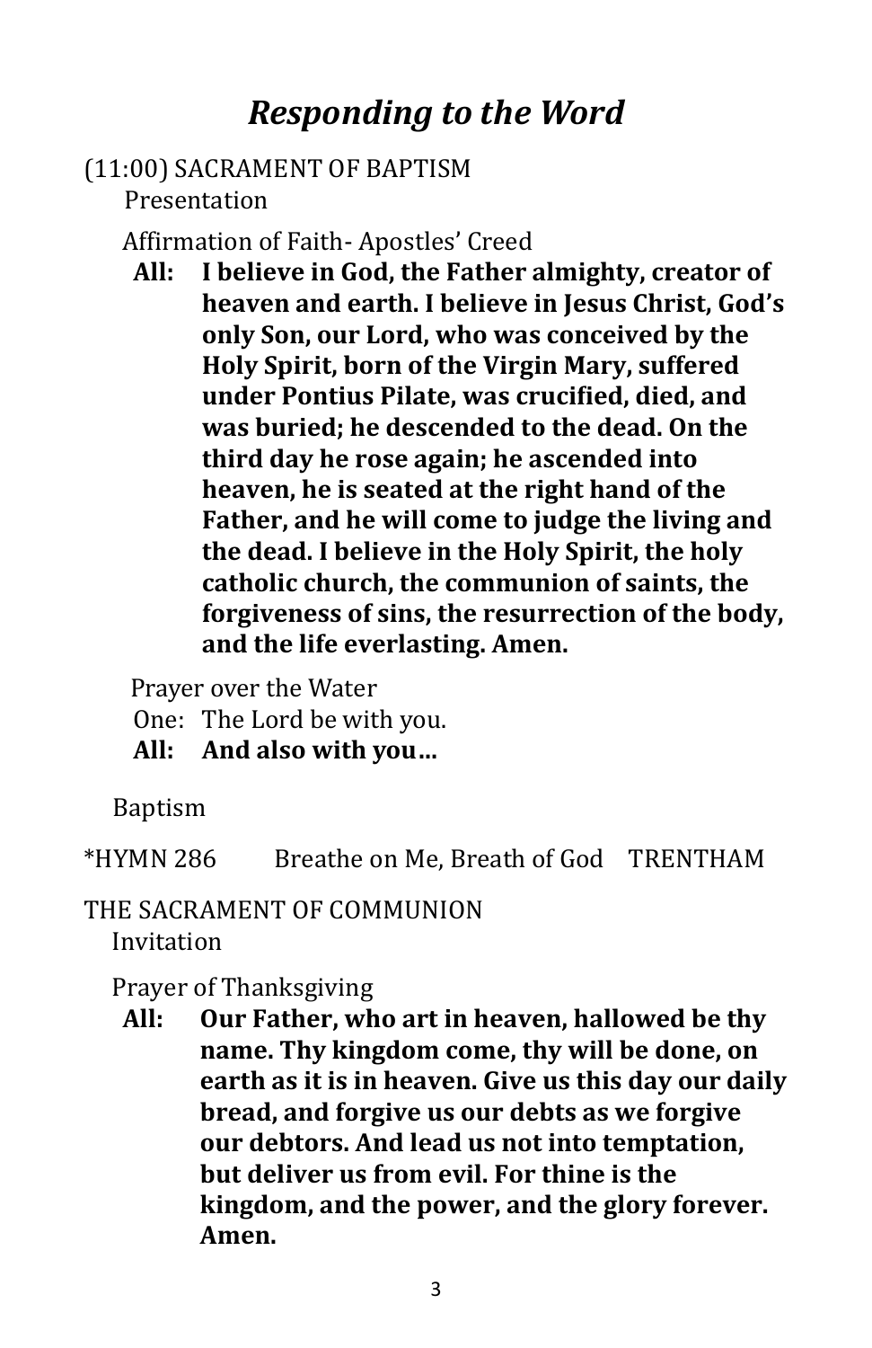# *Responding to the Word*

(11:00) SACRAMENT OF BAPTISM

Presentation

Affirmation of Faith- Apostles' Creed

**All: I believe in God, the Father almighty, creator of heaven and earth. I believe in Jesus Christ, God's only Son, our Lord, who was conceived by the Holy Spirit, born of the Virgin Mary, suffered under Pontius Pilate, was crucified, died, and was buried; he descended to the dead. On the third day he rose again; he ascended into heaven, he is seated at the right hand of the Father, and he will come to judge the living and the dead. I believe in the Holy Spirit, the holy catholic church, the communion of saints, the forgiveness of sins, the resurrection of the body, and the life everlasting. Amen.**

Prayer over the Water

One: The Lord be with you.

**All: And also with you…**

Baptism

*HYMN 286 Breathe on Me, Breath of God TRENTHAM

THE SACRAMENT OF COMMUNION

Invitation

Prayer of Thanksgiving

**All: Our Father, who art in heaven, hallowed be thy name. Thy kingdom come, thy will be done, on earth as it is in heaven. Give us this day our daily bread, and forgive us our debts as we forgive our debtors. And lead us not into temptation, but deliver us from evil. For thine is the kingdom, and the power, and the glory forever. Amen.**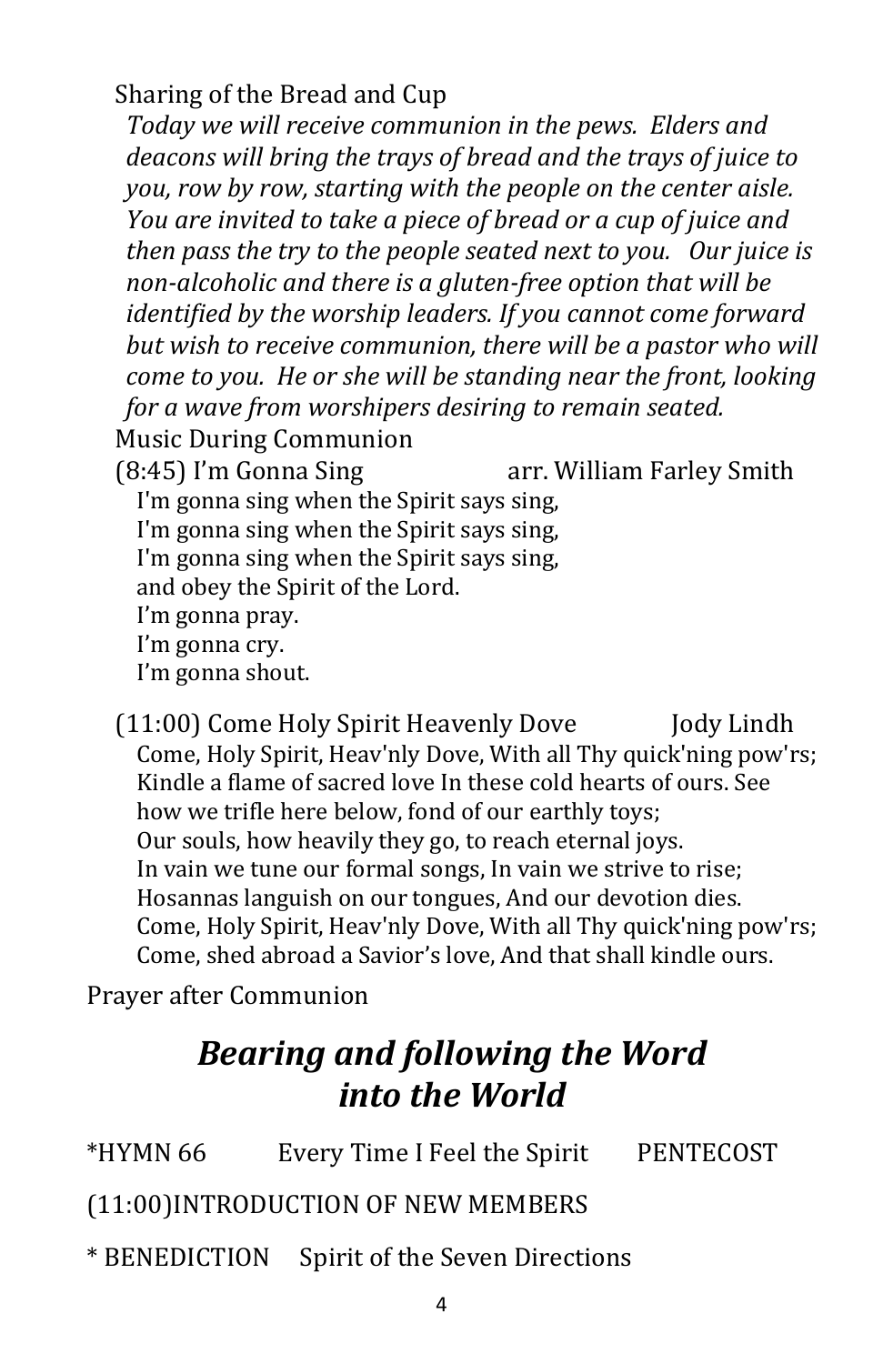Sharing of the Bread and Cup

*Today we will receive communion in the pews. Elders and deacons will bring the trays of bread and the trays of juice to you, row by row, starting with the people on the center aisle. You are invited to take a piece of bread or a cup of juice and then pass the try to the people seated next to you. Our juice is non-alcoholic and there is a gluten-free option that will be identified by the worship leaders. If you cannot come forward but wish to receive communion, there will be a pastor who will come to you. He or she will be standing near the front, looking for a wave from worshipers desiring to remain seated.*

Music During Communion

(8:45) I'm Gonna Sing arr. William Farley Smith

I'm gonna sing when the Spirit says sing,
I'm gonna sing when the Spirit says sing,
I'm gonna sing when the Spirit says sing,
and obey the Spirit of the Lord.
I'm gonna pray.
I'm gonna cry.
I'm gonna shout.

(11:00) Come Holy Spirit Heavenly Dove Jody Lindh

Come, Holy Spirit, Heav'nly Dove, With all Thy quick'ning pow'rs;
Kindle a flame of sacred love In these cold hearts of ours. See how we trifle here below, fond of our earthly toys;
Our souls, how heavily they go, to reach eternal joys.
In vain we tune our formal songs, In vain we strive to rise;
Hosannas languish on our tongues, And our devotion dies.
Come, Holy Spirit, Heav'nly Dove, With all Thy quick'ning pow'rs;
Come, shed abroad a Savior's love, And that shall kindle ours.

Prayer after Communion

## *Bearing and following the Word into the World*

*HYMN 66 Every Time I Feel the Spirit PENTECOST

(11:00)INTRODUCTION OF NEW MEMBERS

* BENEDICTION Spirit of the Seven Directions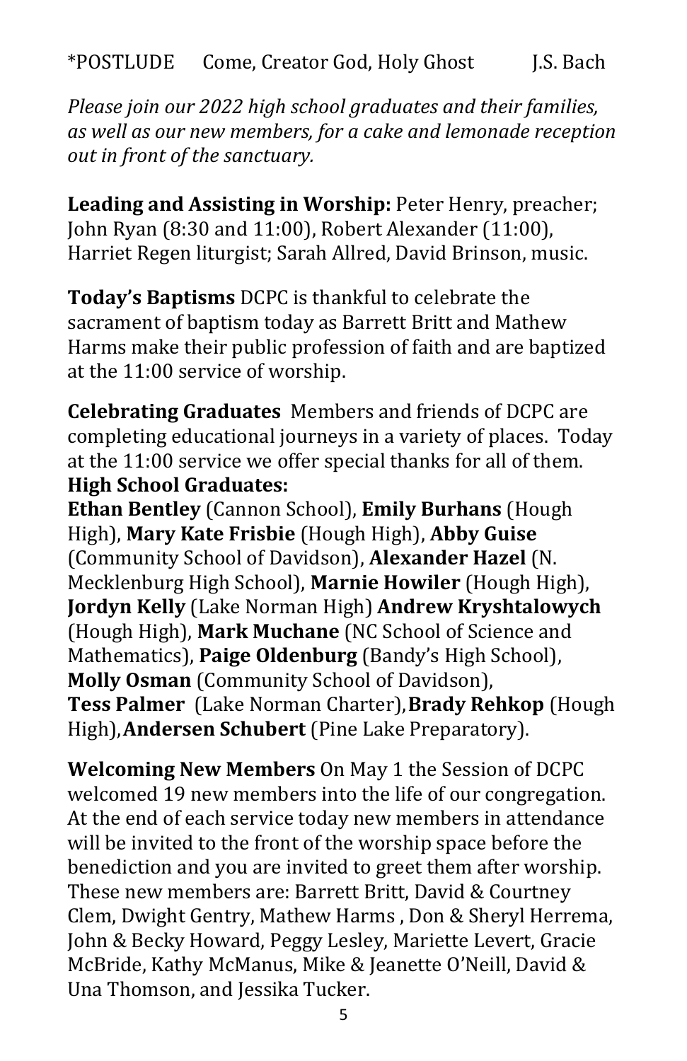*POSTLUDE Come, Creator God, Holy Ghost J.S. Bach

*Please join our 2022 high school graduates and their families, as well as our new members, for a cake and lemonade reception out in front of the sanctuary.*

**Leading and Assisting in Worship:** Peter Henry, preacher; John Ryan (8:30 and 11:00), Robert Alexander (11:00), Harriet Regen liturgist; Sarah Allred, David Brinson, music.

**Today's Baptisms** DCPC is thankful to celebrate the sacrament of baptism today as Barrett Britt and Mathew Harms make their public profession of faith and are baptized at the 11:00 service of worship.

**Celebrating Graduates** Members and friends of DCPC are completing educational journeys in a variety of places. Today at the 11:00 service we offer special thanks for all of them.
**High School Graduates:**
**Ethan Bentley** (Cannon School), **Emily Burhans** (Hough High), **Mary Kate Frisbie** (Hough High), **Abby Guise** (Community School of Davidson), **Alexander Hazel** (N. Mecklenburg High School), **Marnie Howiler** (Hough High), **Jordyn Kelly** (Lake Norman High) **Andrew Kryshtalowych** (Hough High), **Mark Muchane** (NC School of Science and Mathematics), **Paige Oldenburg** (Bandy's High School), **Molly Osman** (Community School of Davidson), **Tess Palmer** (Lake Norman Charter), **Brady Rehkop** (Hough High), **Andersen Schubert** (Pine Lake Preparatory).

**Welcoming New Members** On May 1 the Session of DCPC welcomed 19 new members into the life of our congregation. At the end of each service today new members in attendance will be invited to the front of the worship space before the benediction and you are invited to greet them after worship. These new members are: Barrett Britt, David & Courtney Clem, Dwight Gentry, Mathew Harms , Don & Sheryl Herrema, John & Becky Howard, Peggy Lesley, Mariette Levert, Gracie McBride, Kathy McManus, Mike & Jeanette O'Neill, David & Una Thomson, and Jessika Tucker.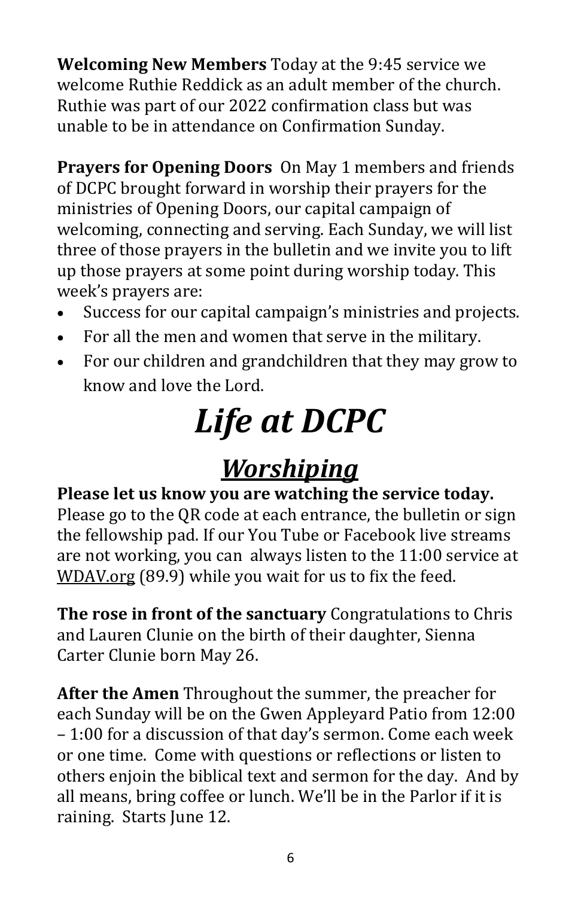**Welcoming New Members** Today at the 9:45 service we welcome Ruthie Reddick as an adult member of the church. Ruthie was part of our 2022 confirmation class but was unable to be in attendance on Confirmation Sunday.

**Prayers for Opening Doors** On May 1 members and friends of DCPC brought forward in worship their prayers for the ministries of Opening Doors, our capital campaign of welcoming, connecting and serving. Each Sunday, we will list three of those prayers in the bulletin and we invite you to lift up those prayers at some point during worship today. This week's prayers are:

- Success for our capital campaign's ministries and projects.
- For all the men and women that serve in the military.
- For our children and grandchildren that they may grow to know and love the Lord.

# *Life at DCPC*

## ***Worshiping***

**Please let us know you are watching the service today.** Please go to the QR code at each entrance, the bulletin or sign the fellowship pad. If our You Tube or Facebook live streams are not working, you can always listen to the 11:00 service at WDAV.org (89.9) while you wait for us to fix the feed.

**The rose in front of the sanctuary** Congratulations to Chris and Lauren Clunie on the birth of their daughter, Sienna Carter Clunie born May 26.

**After the Amen** Throughout the summer, the preacher for each Sunday will be on the Gwen Appleyard Patio from 12:00 – 1:00 for a discussion of that day's sermon. Come each week or one time. Come with questions or reflections or listen to others enjoin the biblical text and sermon for the day. And by all means, bring coffee or lunch. We'll be in the Parlor if it is raining. Starts June 12.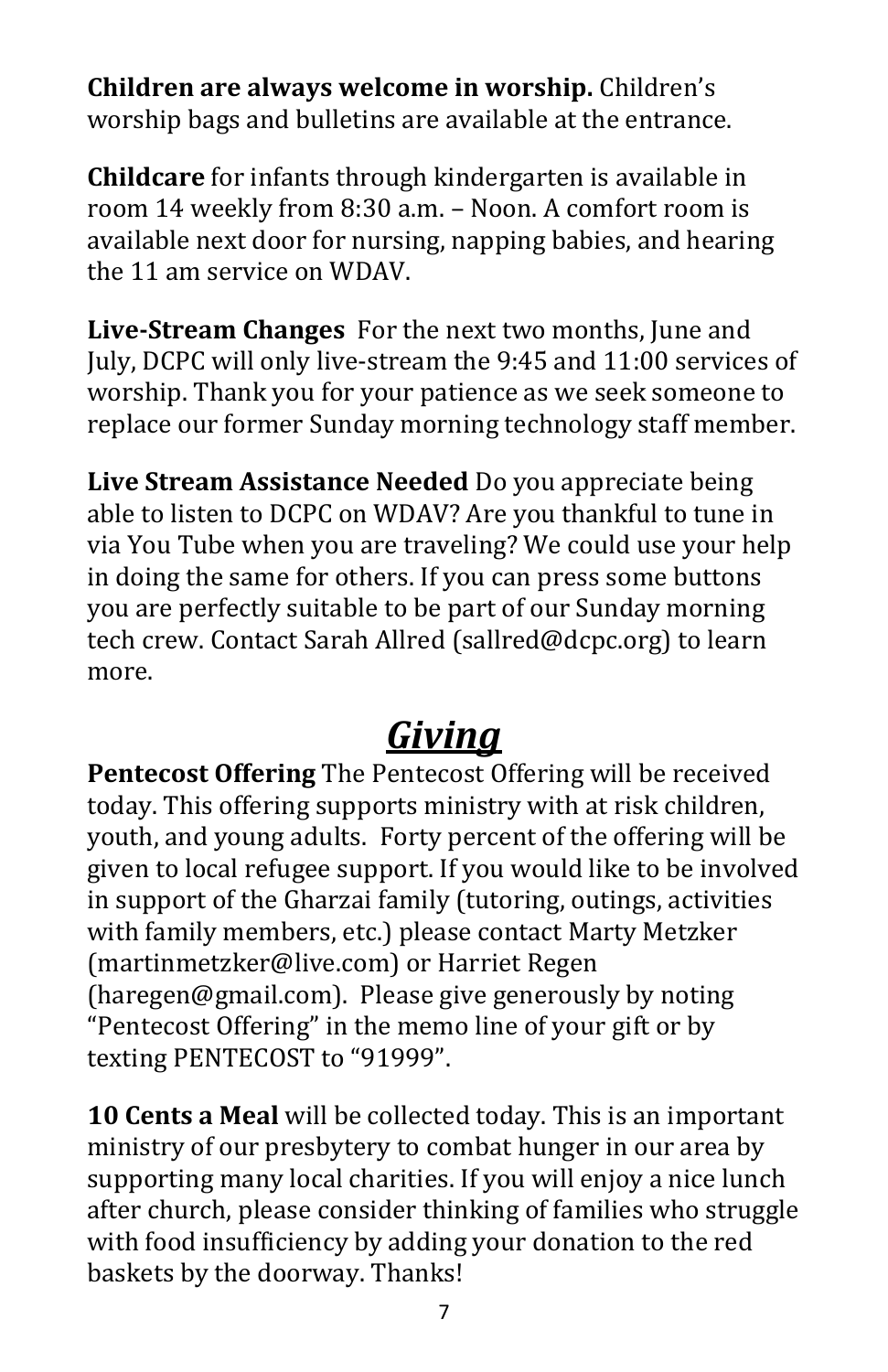**Children are always welcome in worship.** Children's worship bags and bulletins are available at the entrance.

**Childcare** for infants through kindergarten is available in room 14 weekly from 8:30 a.m. – Noon. A comfort room is available next door for nursing, napping babies, and hearing the 11 am service on WDAV.

**Live-Stream Changes** For the next two months, June and July, DCPC will only live-stream the 9:45 and 11:00 services of worship. Thank you for your patience as we seek someone to replace our former Sunday morning technology staff member.

**Live Stream Assistance Needed** Do you appreciate being able to listen to DCPC on WDAV? Are you thankful to tune in via You Tube when you are traveling? We could use your help in doing the same for others. If you can press some buttons you are perfectly suitable to be part of our Sunday morning tech crew. Contact Sarah Allred (sallred@dcpc.org) to learn more.

# ***Giving***

**Pentecost Offering** The Pentecost Offering will be received today. This offering supports ministry with at risk children, youth, and young adults. Forty percent of the offering will be given to local refugee support. If you would like to be involved in support of the Gharzai family (tutoring, outings, activities with family members, etc.) please contact Marty Metzker (martinmetzker@live.com) or Harriet Regen (haregen@gmail.com). Please give generously by noting "Pentecost Offering" in the memo line of your gift or by texting PENTECOST to "91999".

**10 Cents a Meal** will be collected today. This is an important ministry of our presbytery to combat hunger in our area by supporting many local charities. If you will enjoy a nice lunch after church, please consider thinking of families who struggle with food insufficiency by adding your donation to the red baskets by the doorway. Thanks!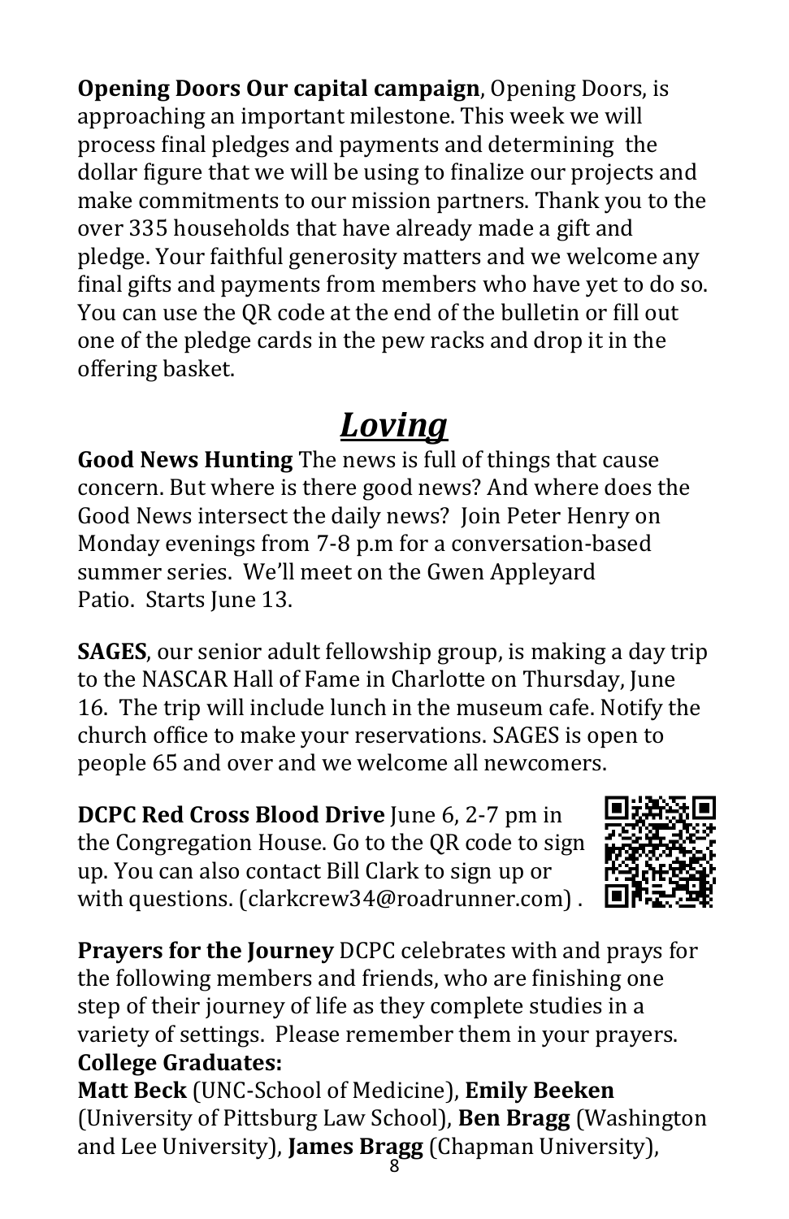**Opening Doors Our capital campaign**, Opening Doors, is approaching an important milestone. This week we will process final pledges and payments and determining the dollar figure that we will be using to finalize our projects and make commitments to our mission partners. Thank you to the over 335 households that have already made a gift and pledge. Your faithful generosity matters and we welcome any final gifts and payments from members who have yet to do so. You can use the QR code at the end of the bulletin or fill out one of the pledge cards in the pew racks and drop it in the offering basket.

# ***Loving***

**Good News Hunting** The news is full of things that cause concern. But where is there good news? And where does the Good News intersect the daily news? Join Peter Henry on Monday evenings from 7-8 p.m for a conversation-based summer series. We'll meet on the Gwen Appleyard Patio. Starts June 13.

**SAGES**, our senior adult fellowship group, is making a day trip to the NASCAR Hall of Fame in Charlotte on Thursday, June 16. The trip will include lunch in the museum cafe. Notify the church office to make your reservations. SAGES is open to people 65 and over and we welcome all newcomers.

**DCPC Red Cross Blood Drive** June 6, 2-7 pm in the Congregation House. Go to the QR code to sign up. You can also contact Bill Clark to sign up or with questions. (clarkcrew34@roadrunner.com) .

**Prayers for the Journey** DCPC celebrates with and prays for the following members and friends, who are finishing one step of their journey of life as they complete studies in a variety of settings. Please remember them in your prayers.

**College Graduates:**

**Matt Beck** (UNC-School of Medicine), **Emily Beeken** (University of Pittsburg Law School), **Ben Bragg** (Washington and Lee University), **James Bragg** (Chapman University),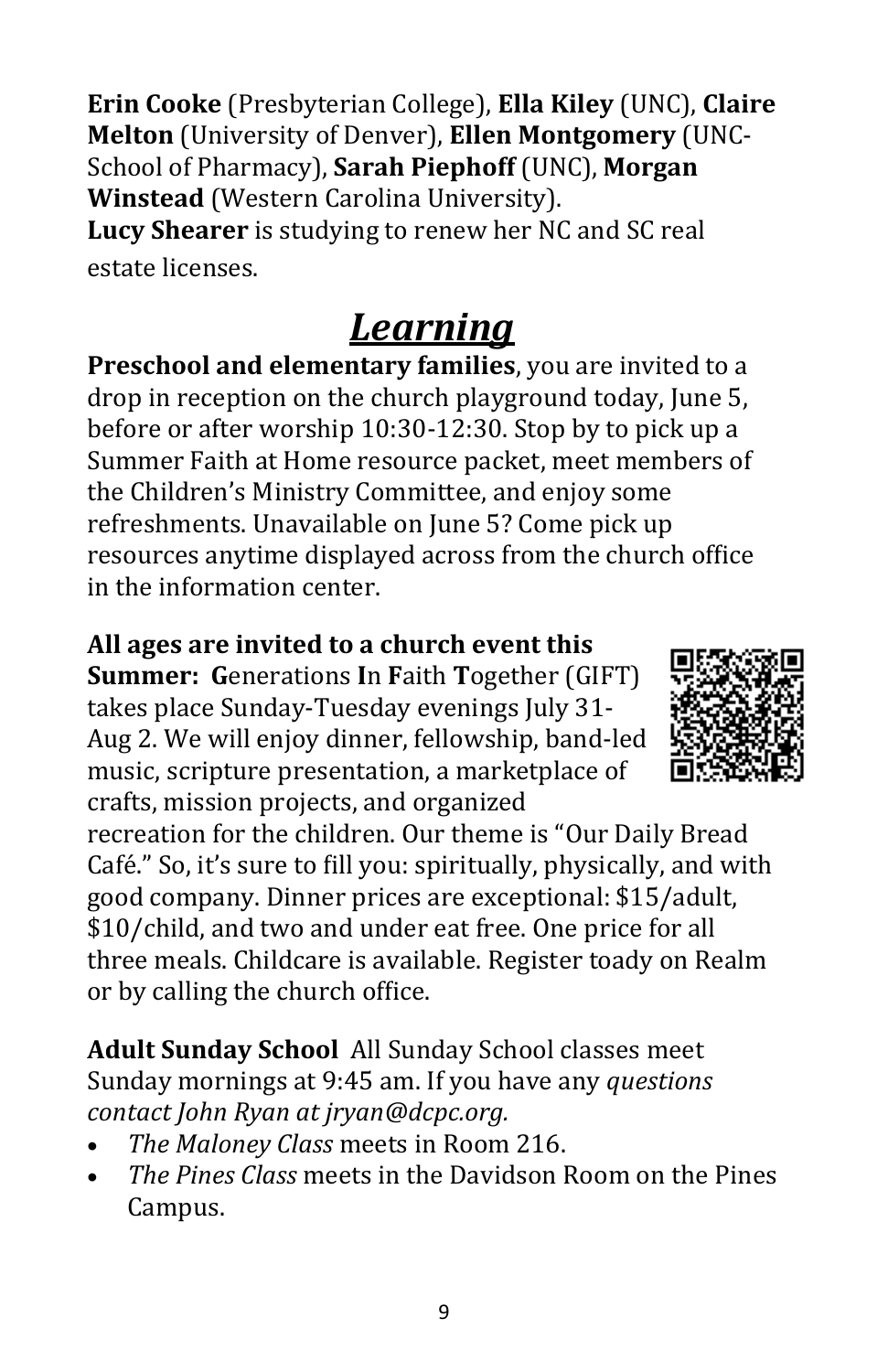**Erin Cooke** (Presbyterian College), **Ella Kiley** (UNC), **Claire Melton** (University of Denver), **Ellen Montgomery** (UNC-School of Pharmacy), **Sarah Piephoff** (UNC), **Morgan Winstead** (Western Carolina University).
**Lucy Shearer** is studying to renew her NC and SC real estate licenses.

# *Learning*

**Preschool and elementary families**, you are invited to a drop in reception on the church playground today, June 5, before or after worship 10:30-12:30. Stop by to pick up a Summer Faith at Home resource packet, meet members of the Children's Ministry Committee, and enjoy some refreshments. Unavailable on June 5? Come pick up resources anytime displayed across from the church office in the information center.

**All ages are invited to a church event this Summer: G**enerations **I**n **F**aith **T**ogether (GIFT) takes place Sunday-Tuesday evenings July 31-Aug 2. We will enjoy dinner, fellowship, band-led music, scripture presentation, a marketplace of crafts, mission projects, and organized recreation for the children. Our theme is "Our Daily Bread Café." So, it's sure to fill you: spiritually, physically, and with good company. Dinner prices are exceptional: $15/adult, $10/child, and two and under eat free. One price for all three meals. Childcare is available. Register toady on Realm or by calling the church office.

**Adult Sunday School** All Sunday School classes meet Sunday mornings at 9:45 am. If you have any *questions contact John Ryan at jryan@dcpc.org.*

- *The Maloney Class* meets in Room 216.
- *The Pines Class* meets in the Davidson Room on the Pines Campus.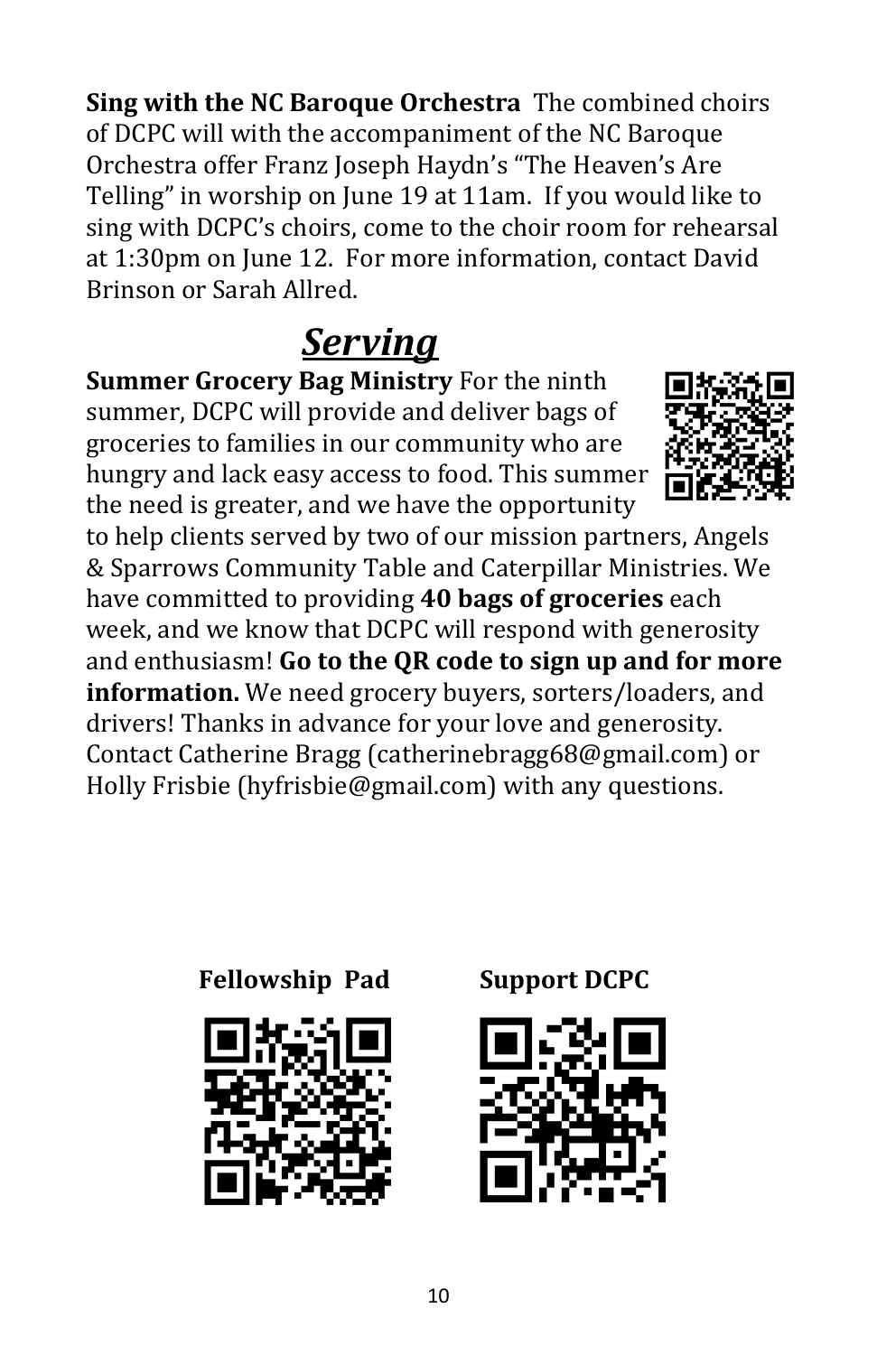**Sing with the NC Baroque Orchestra** The combined choirs of DCPC will with the accompaniment of the NC Baroque Orchestra offer Franz Joseph Haydn's "The Heaven's Are Telling" in worship on June 19 at 11am. If you would like to sing with DCPC's choirs, come to the choir room for rehearsal at 1:30pm on June 12. For more information, contact David Brinson or Sarah Allred.

## ***Serving***

**Summer Grocery Bag Ministry** For the ninth summer, DCPC will provide and deliver bags of groceries to families in our community who are hungry and lack easy access to food. This summer the need is greater, and we have the opportunity to help clients served by two of our mission partners, Angels & Sparrows Community Table and Caterpillar Ministries. We have committed to providing **40 bags of groceries** each week, and we know that DCPC will respond with generosity and enthusiasm! **Go to the QR code to sign up and for more information.** We need grocery buyers, sorters/loaders, and drivers! Thanks in advance for your love and generosity. Contact Catherine Bragg (catherinebragg68@gmail.com) or Holly Frisbie (hyfrisbie@gmail.com) with any questions.

**Fellowship Pad**

**Support DCPC**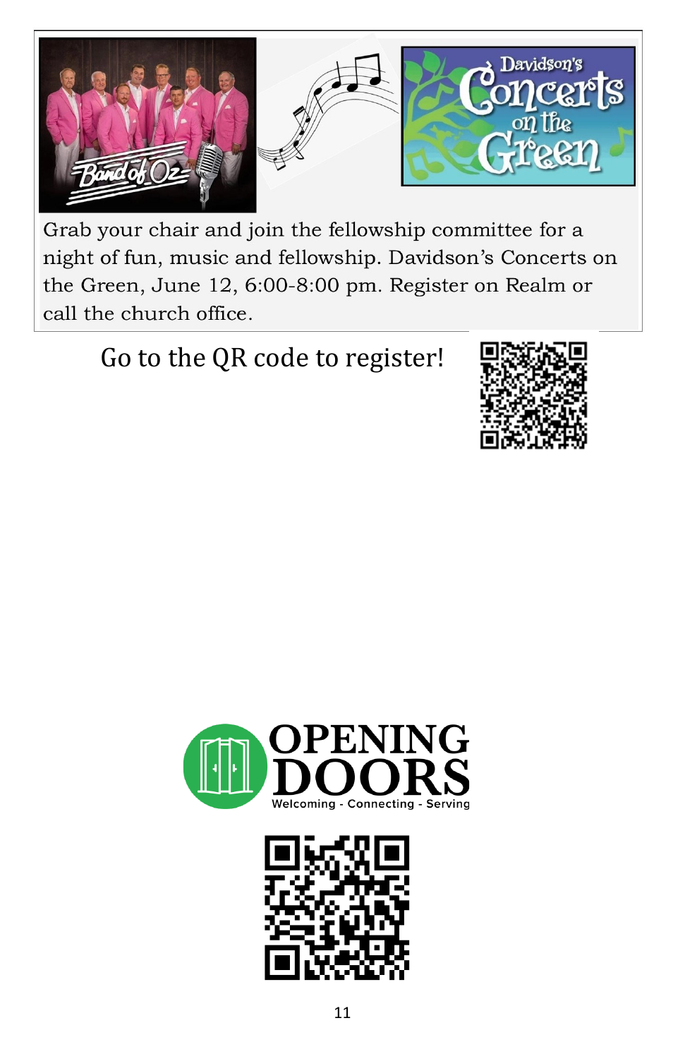Grab your chair and join the fellowship committee for a night of fun, music and fellowship. Davidson's Concerts on the Green, June 12, 6:00-8:00 pm. Register on Realm or call the church office.

Go to the QR code to register!

**OPENING DOORS**

Welcoming - Connecting - Serving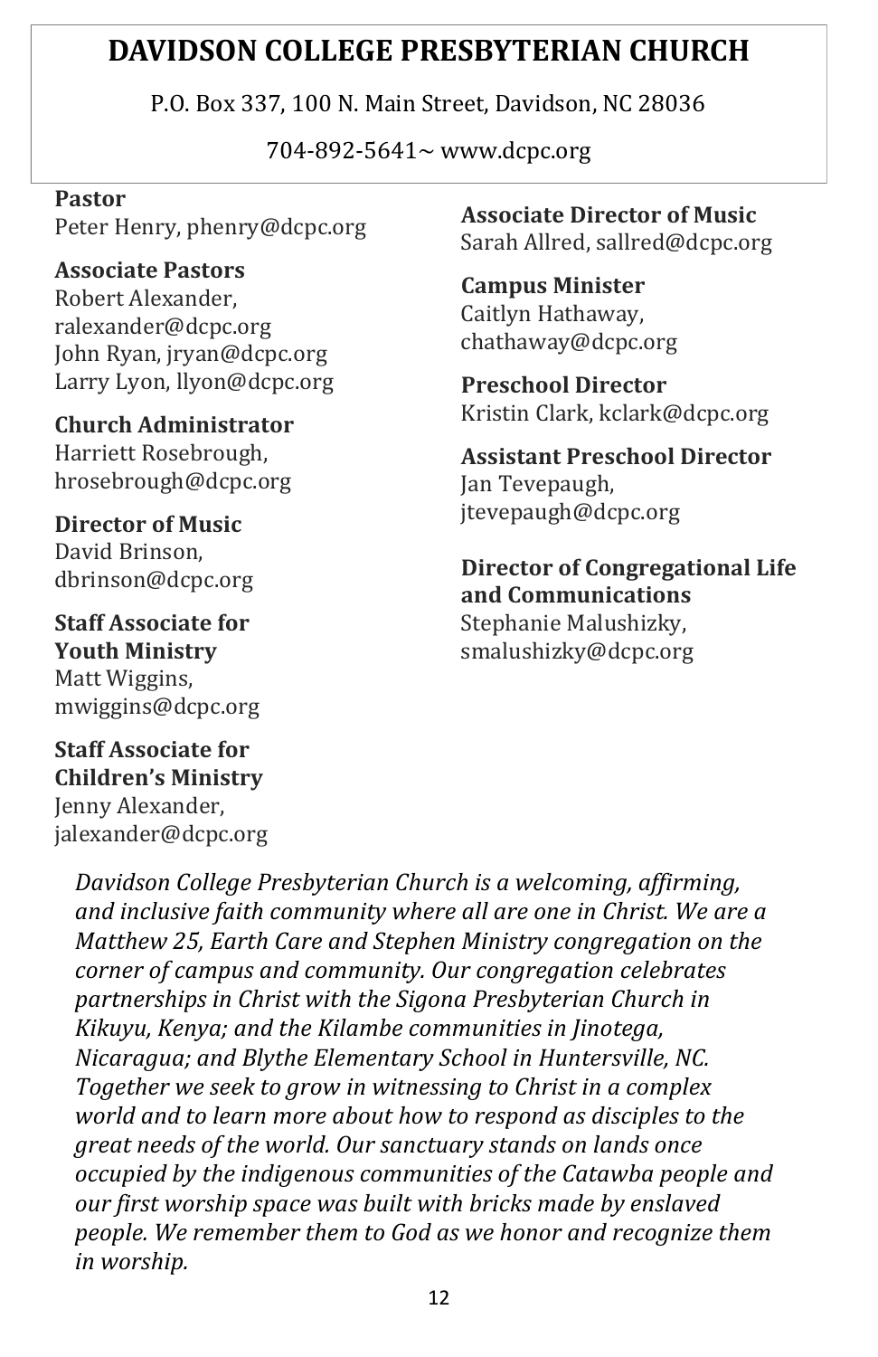# DAVIDSON COLLEGE PRESBYTERIAN CHURCH

P.O. Box 337, 100 N. Main Street, Davidson, NC 28036

704-892-5641~ www.dcpc.org

**Pastor**
Peter Henry, phenry@dcpc.org

**Associate Pastors**
Robert Alexander, ralexander@dcpc.org
John Ryan, jryan@dcpc.org
Larry Lyon, llyon@dcpc.org

**Church Administrator**
Harriett Rosebrough, hrosebrough@dcpc.org

**Director of Music**
David Brinson, dbrinson@dcpc.org

**Staff Associate for Youth Ministry**
Matt Wiggins, mwiggins@dcpc.org

**Staff Associate for Children's Ministry**
Jenny Alexander, jalexander@dcpc.org

**Associate Director of Music**
Sarah Allred, sallred@dcpc.org

**Campus Minister**
Caitlyn Hathaway, chathaway@dcpc.org

**Preschool Director**
Kristin Clark, kclark@dcpc.org

**Assistant Preschool Director**
Jan Tevepaugh, jtevepaugh@dcpc.org

**Director of Congregational Life and Communications**
Stephanie Malushizky, smalushizky@dcpc.org

*Davidson College Presbyterian Church is a welcoming, affirming, and inclusive faith community where all are one in Christ. We are a Matthew 25, Earth Care and Stephen Ministry congregation on the corner of campus and community. Our congregation celebrates partnerships in Christ with the Sigona Presbyterian Church in Kikuyu, Kenya; and the Kilambe communities in Jinotega, Nicaragua; and Blythe Elementary School in Huntersville, NC. Together we seek to grow in witnessing to Christ in a complex world and to learn more about how to respond as disciples to the great needs of the world. Our sanctuary stands on lands once occupied by the indigenous communities of the Catawba people and our first worship space was built with bricks made by enslaved people. We remember them to God as we honor and recognize them in worship.*